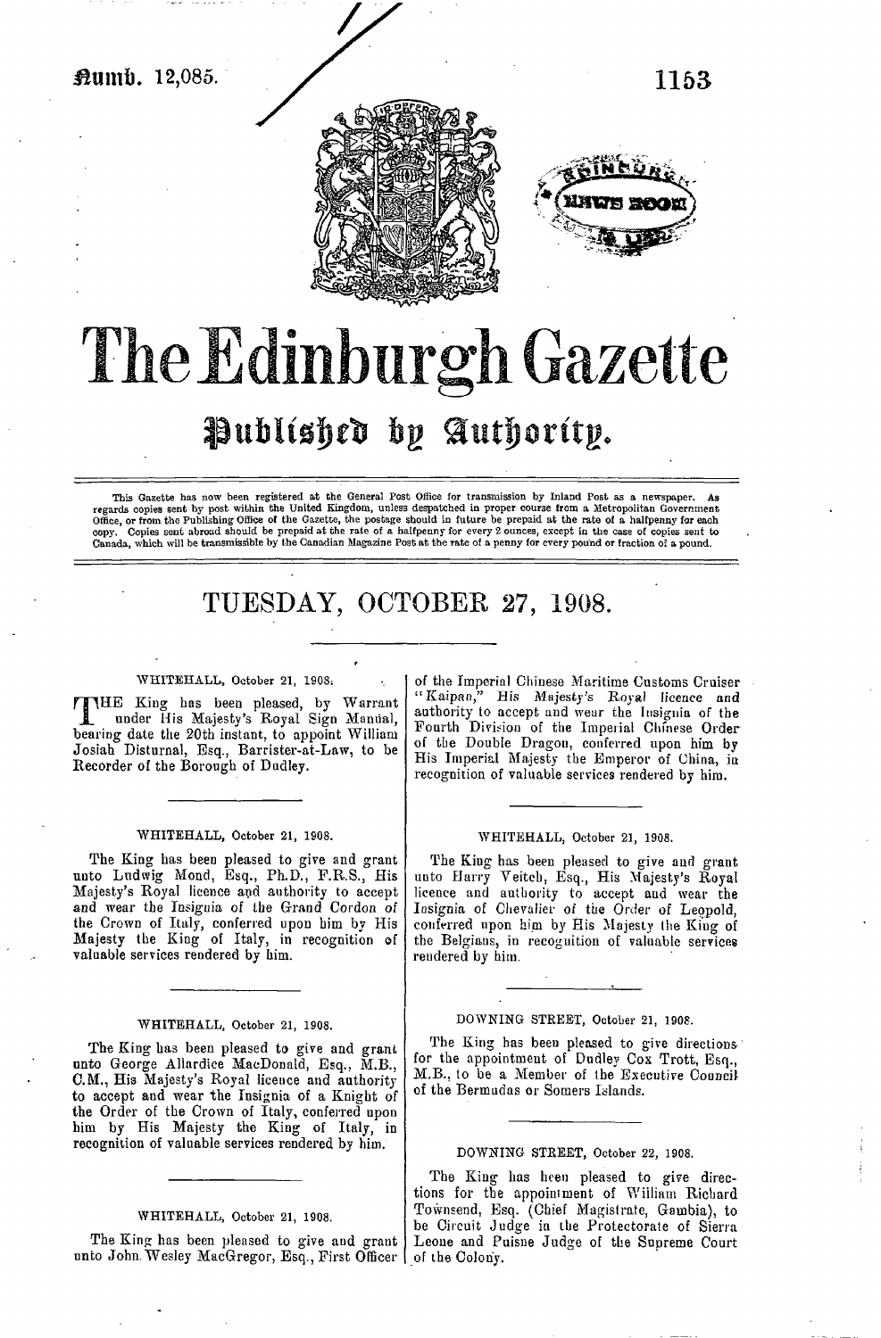Numb. 12,085.

# The Edinburgh Gazette

## Published by Authority.

This Gazette has now been registered at the General Post Office for transmission by Inland Post as a newspaper. As regards copies sent by post within the United Kingdom, unless despatched in proper course from a Metropolitan Government Office, or from the Publishing Office of the Gazette, the postage should in future be prepaid at the rate of a halfpenny for each copy. Copies sent abroad should be prepaid at the rate of a halfpenny for every 2 ounces, except in the case of copies sent to Canada, which will be transmissible by the Canadian Magazine Post at the rate of a penny for every pound or fraction of a pound.

## TUESDAY, OCTOBER 27, 1908.

---

WHITEHALL, October 21, 1908.

THE King has been pleased, by Warrant under His Majesty's Royal Sign Manual, bearing date the 20th instant, to appoint William Josiah Disturnal, Esq., Barrister-at-Law, to be Recorder of the Borough of Dudley.

---

WHITEHALL, October 21, 1908.

The King has been pleased to give and grant unto Ludwig Mond, Esq., Ph.D., F.R.S., His Majesty's Royal licence and authority to accept and wear the Insignia of the Grand Cordon of the Crown of Italy, conferred upon him by His Majesty the King of Italy, in recognition of valuable services rendered by him.

---

WHITEHALL, October 21, 1908.

The King has been pleased to give and grant unto George Allardice MacDonald, Esq., M.B., C.M., His Majesty's Royal licence and authority to accept and wear the Insignia of a Knight of the Order of the Crown of Italy, conferred upon him by His Majesty the King of Italy, in recognition of valuable services rendered by him.

---

WHITEHALL, October 21, 1908.

The King has been pleased to give and grant unto John Wesley MacGregor, Esq., First Officer of the Imperial Chinese Maritime Customs Cruiser "Kaipan," His *Majesty's Royal licence* and authority to accept and wear the Insignia of the Fourth Division of the Imperial Chinese Order of the Double Dragon, conferred upon him by His Imperial Majesty the Emperor of China, in recognition of valuable services rendered by him.

---

WHITEHALL, October 21, 1908.

The King has been pleased to give and grant unto Harry Veitch, Esq., His Majesty's Royal licence and authority to accept and wear the Insignia of Chevalier of the Order of Leopold, conferred upon him by His Majesty the King of the Belgians, in recognition of valuable services rendered by him.

---

DOWNING STREET, October 21, 1908.

The King has been pleased to give directions for the appointment of Dudley Cox Trott, Esq., M.B., to be a Member of the Executive Council of the Bermudas or Somers Islands.

---

DOWNING STREET, October 22, 1908.

The King has been pleased to give directions for the appointment of William Richard Townsend, Esq. (Chief Magistrate, Gambia), to be Circuit Judge in the Protectorate of Sierra Leone and Puisne Judge of the Supreme Court of the Colony.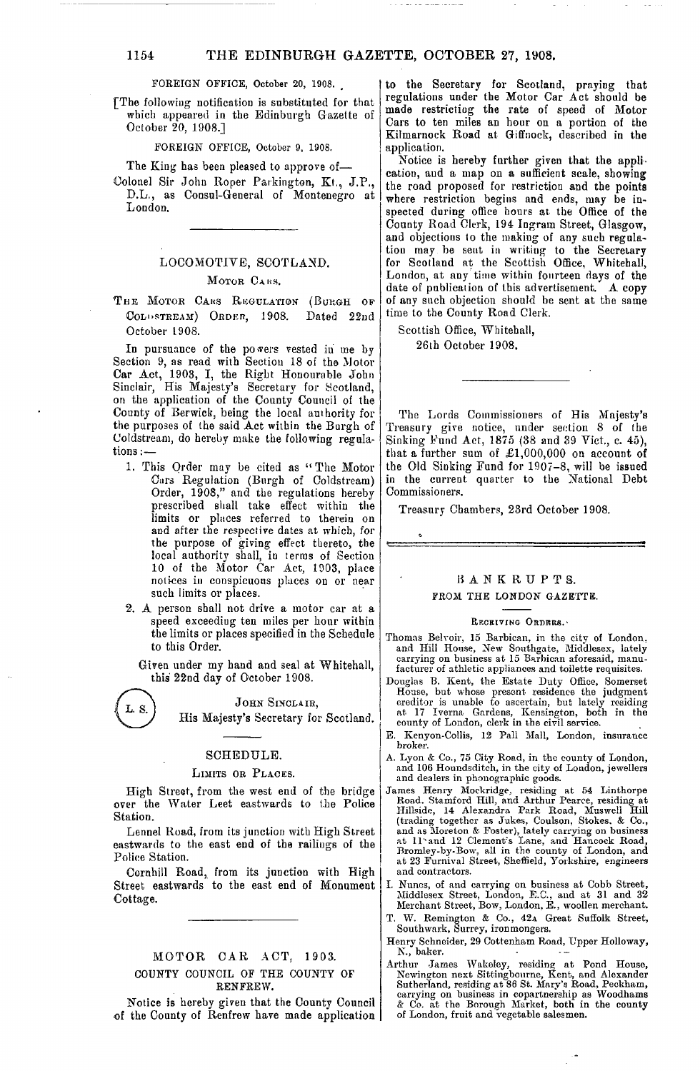FOREIGN OFFICE, October 20, 1908.

[The following notification is substituted for that which appeared in the Edinburgh Gazette of October 20, 1908.]

FOREIGN OFFICE, October 9, 1908.

The King has been pleased to approve of—

Colonel Sir John Roper Parkington, Kt., J.P., D.L., as Consul-General of Montenegro at London.

---

## LOCOMOTIVE, SCOTLAND.

### MOTOR CARS.

THE MOTOR CARS REGULATION (BURGH OF COLDSTREAM) ORDER, 1908. Dated 22nd October 1908.

In pursuance of the powers vested in me by Section 9, as read with Section 18 of the Motor Car Act, 1903, I, the Right Honourable John Sinclair, His Majesty's Secretary for Scotland, on the application of the County Council of the County of Berwick, being the local authority for the purposes of the said Act within the Burgh of Coldstream, do hereby make the following regulations:—

1. This Order may be cited as "The Motor Cars Regulation (Burgh of Coldstream) Order, 1908," and the regulations hereby prescribed shall take effect within the limits or places referred to therein on and after the respective dates at which, for the purpose of giving effect thereto, the local authority shall, in terms of Section 10 of the Motor Car Act, 1903, place notices in conspicuous places on or near such limits or places.
2. A person shall not drive a motor car at a speed exceeding ten miles per hour within the limits or places specified in the Schedule to this Order.

Given under my hand and seal at Whitehall, this 22nd day of October 1908.

(L. S.) JOHN SINCLAIR,
His Majesty's Secretary for Scotland.

---

### SCHEDULE.

LIMITS OR PLACES.

High Street, from the west end of the bridge over the Water Leet eastwards to the Police Station.

Lennel Road, from its junction with High Street eastwards to the east end of the railings of the Police Station.

Cornhill Road, from its junction with High Street eastwards to the east end of Monument Cottage.

---

## MOTOR CAR ACT, 1903.

### COUNTY COUNCIL OF THE COUNTY OF RENFREW.

Notice is hereby given that the County Council of the County of Renfrew have made application to the Secretary for Scotland, praying that regulations under the Motor Car Act should be made restricting the rate of speed of Motor Cars to ten miles an hour on a portion of the Kilmarnock Road at Giffnock, described in the application.

Notice is hereby further given that the application, and a map on a sufficient scale, showing the road proposed for restriction and the points where restriction begins and ends, may be inspected during office hours at the Office of the County Road Clerk, 194 Ingram Street, Glasgow, and objections to the making of any such regulation may be sent in writing to the Secretary for Scotland at the Scottish Office, Whitehall, London, at any time within fourteen days of the date of publication of this advertisement. A copy of any such objection should be sent at the same time to the County Road Clerk.

Scottish Office, Whitehall,
26th October 1908.

---

The Lords Commissioners of His Majesty's Treasury give notice, under section 8 of the Sinking Fund Act, 1875 (38 and 39 Vict., c. 45), that a further sum of £1,000,000 on account of the Old Sinking Fund for 1907–8, will be issued in the current quarter to the National Debt Commissioners.

Treasury Chambers, 23rd October 1908.

---

## BANKRUPTS.

### FROM THE LONDON GAZETTE.

RECEIVING ORDERS.

Thomas Belvoir, 15 Barbican, in the city of London, and Hill House, New Southgate, Middlesex, lately carrying on business at 15 Barbican aforesaid, manufacturer of athletic appliances and toilette requisites.

Douglas B. Kent, the Estate Duty Office, Somerset House, but whose present residence the judgment creditor is unable to ascertain, but lately residing at 17 Iverna Gardens, Kensington, both in the county of London, clerk in the civil service.

E. Kenyon-Collis, 12 Pall Mall, London, insurance broker.

A. Lyon & Co., 75 City Road, in the county of London, and 106 Houndsditch, in the city of London, jewellers and dealers in phonographic goods.

James Henry Mockridge, residing at 54 Linthorpe Road, Stamford Hill, and Arthur Pearce, residing at Hillside, 14 Alexandra Park Road, Muswell Hill (trading together as Jukes, Coulson, Stokes, & Co., and as Moreton & Foster), lately carrying on business at 11 and 12 Clement's Lane, and Hancock Road, Bromley-by-Bow, all in the county of London, and at 23 Furnival Street, Sheffield, Yorkshire, engineers and contractors.

I. Nunes, of and carrying on business at Cobb Street, Middlesex Street, London, E.C., and at 31 and 32 Merchant Street, Bow, London, E., woollen merchant.

T. W. Remington & Co., 42A Great Suffolk Street, Southwark, Surrey, ironmongers.

Henry Schneider, 29 Cottenham Road, Upper Holloway, N., baker.

Arthur James Wakeley, residing at Pond House, Newington next Sittingbourne, Kent, and Alexander Sutherland, residing at 86 St. Mary's Road, Peckham, carrying on business in copartnership as Woodhams & Co. at the Borough Market, both in the county of London, fruit and vegetable salesmen.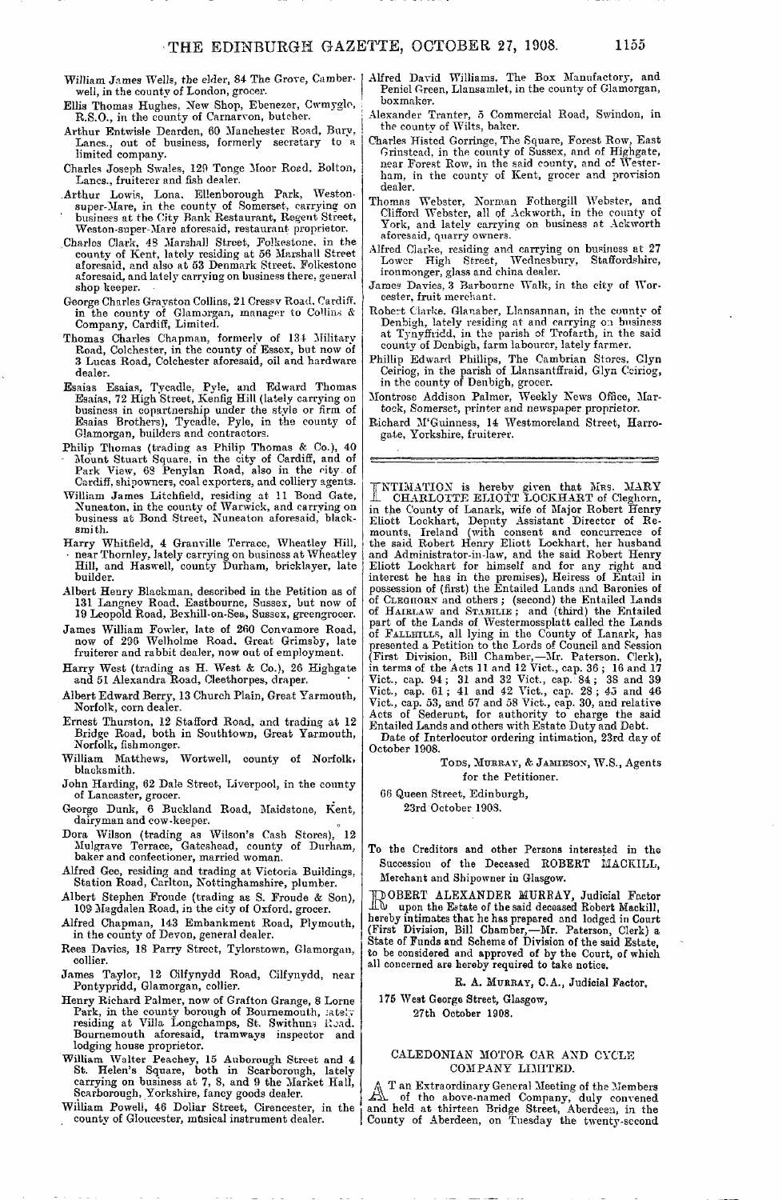William James Wells, the elder, 84 The Grove, Camberwell, in the county of London, grocer.

Ellis Thomas Hughes, New Shop, Ebenezer, Cwmyglo, R.S.O., in the county of Carnarvon, butcher.

Arthur Entwisle Dearden, 60 Manchester Road, Bury, Lancs., out of business, formerly secretary to a limited company.

Charles Joseph Swales, 129 Tonge Moor Road, Bolton, Lancs., fruiterer and fish dealer.

Arthur Lowis, Lona, Ellenborough Park, Weston-super-Mare, in the county of Somerset, carrying on business at the City Bank Restaurant, Regent Street, Weston-super-Mare aforesaid, restaurant proprietor.

Charles Clark, 48 Marshall Street, Folkestone, in the county of Kent, lately residing at 56 Marshall Street aforesaid, and also at 53 Denmark Street, Folkestone aforesaid, and lately carrying on business there, general shop keeper.

George Charles Grayston Collins, 21 Cressy Road, Cardiff, in the county of Glamorgan, manager to Collins & Company, Cardiff, Limited.

Thomas Charles Chapman, formerly of 134 Military Road, Colchester, in the county of Essex, but now of 3 Lucas Road, Colchester aforesaid, oil and hardware dealer.

Esaias Esaias, Tycadle, Pyle, and Edward Thomas Esaias, 72 High Street, Kenfig Hill (lately carrying on business in copartnership under the style or firm of Esaias Brothers), Tycadle, Pyle, in the county of Glamorgan, builders and contractors.

Philip Thomas (trading as Philip Thomas & Co.), 40 Mount Stuart Square, in the city of Cardiff, and of Park View, 68 Penylan Road, also in the city of Cardiff, shipowners, coal exporters, and colliery agents.

William James Litchfield, residing at 11 Bond Gate, Nuneaton, in the county of Warwick, and carrying on business at Bond Street, Nuneaton aforesaid, blacksmith.

Harry Whitfield, 4 Granville Terrace, Wheatley Hill, near Thornley, lately carrying on business at Wheatley Hill, and Haswell, county Durham, bricklayer, late builder.

Albert Henry Blackman, described in the Petition as of 131 Langney Road, Eastbourne, Sussex, but now of 19 Leopold Road, Bexhill-on-Sea, Sussex, greengrocer.

James William Fowler, late of 260 Convamore Road, now of 296 Welholme Road, Great Grimsby, late fruiterer and rabbit dealer, now out of employment.

Harry West (trading as H. West & Co.), 26 Highgate and 51 Alexandra Road, Cleethorpes, draper.

Albert Edward Berry, 13 Church Plain, Great Yarmouth, Norfolk, corn dealer.

Ernest Thurston, 12 Stafford Road, and trading at 12 Bridge Road, both in Southtown, Great Yarmouth, Norfolk, fishmonger.

William Matthews, Wortwell, county of Norfolk, blacksmith.

John Harding, 62 Dale Street, Liverpool, in the county of Lancaster, grocer.

George Dunk, 6 Buckland Road, Maidstone, Kent, dairyman and cow-keeper.

Dora Wilson (trading as Wilson's Cash Stores), 12 Mulgrave Terrace, Gateshead, county of Durham, baker and confectioner, married woman.

Alfred Gee, residing and trading at Victoria Buildings, Station Road, Carlton, Nottinghamshire, plumber.

Albert Stephen Froude (trading as S. Froude & Son), 109 Magdalen Road, in the city of Oxford, grocer.

Alfred Chapman, 143 Embankment Road, Plymouth, in the county of Devon, general dealer.

Rees Davies, 18 Parry Street, Tylorstown, Glamorgan, collier.

James Taylor, 12 Cilfynydd Road, Cilfynydd, near Pontypridd, Glamorgan, collier.

Henry Richard Palmer, now of Grafton Grange, 8 Lorne Park, in the county borough of Bournemouth, lately residing at Villa Longchamps, St. Swithuns Road, Bournemouth aforesaid, tramways inspector and lodging house proprietor.

William Walter Peachey, 15 Auborough Street and 4 St. Helen's Square, both in Scarborough, lately carrying on business at 7, 8, and 9 the Market Hall, Scarborough, Yorkshire, fancy goods dealer.

William Powell, 46 Dollar Street, Cirencester, in the county of Gloucester, musical instrument dealer.

Alfred David Williams, The Box Manufactory, and Peniel Green, Llansamlet, in the county of Glamorgan, boxmaker.

Alexander Tranter, 5 Commercial Road, Swindon, in the county of Wilts, baker.

Charles Histed Gorringe, The Square, Forest Row, East Grinstead, in the county of Sussex, and of Highgate, near Forest Row, in the said county, and of Westerham, in the county of Kent, grocer and provision dealer.

Thomas Webster, Norman Fothergill Webster, and Clifford Webster, all of Ackworth, in the county of York, and lately carrying on business at Ackworth aforesaid, quarry owners.

Alfred Clarke, residing and carrying on business at 27 Lower High Street, Wednesbury, Staffordshire, ironmonger, glass and china dealer.

James Davies, 3 Barbourne Walk, in the city of Worcester, fruit merchant.

Robert Clarke, Glanaber, Llansannan, in the county of Denbigh, lately residing at and carrying on business at Tynyffridd, in the parish of Trofarth, in the said county of Denbigh, farm labourer, lately farmer.

Phillip Edward Phillips, The Cambrian Stores, Glyn Ceiriog, in the parish of Llansantffraid, Glyn Ceiriog, in the county of Denbigh, grocer.

Montrose Addison Palmer, Weekly News Office, Martock, Somerset, printer and newspaper proprietor.

Richard M'Guinness, 14 Westmoreland Street, Harrogate, Yorkshire, fruiterer.

---

INTIMATION is hereby given that MRS. MARY CHARLOTTE ELIOTT LOCKHART of Cleghorn, in the County of Lanark, wife of Major Robert Henry Eliott Lockhart, Deputy Assistant Director of Remounts, Ireland (with consent and concurrence of the said Robert Henry Eliott Lockhart, her husband and Administrator-in-law, and the said Robert Henry Eliott Lockhart for himself and for any right and interest he has in the premises), Heiress of Entail in possession of (first) the Entailed Lands and Baronies of CLEGHORN and others; (second) the Entailed Lands of HAIRLAW and STABILIE; and (third) the Entailed part of the Lands of Westermossplatt called the Lands of FALLHILLS, all lying in the County of Lanark, has presented a Petition to the Lords of Council and Session (First Division, Bill Chamber,—Mr. Paterson, Clerk), in terms of the Acts 11 and 12 Vict., cap. 36; 16 and 17 Vict., cap. 94; 31 and 32 Vict., cap. 84; 38 and 39 Vict., cap. 61; 41 and 42 Vict., cap. 28; 45 and 46 Vict., cap. 53, and 57 and 58 Vict., cap. 30, and relative Acts of Sederunt, for authority to charge the said Entailed Lands and others with Estate Duty and Debt.

Date of Interlocutor ordering intimation, 23rd day of October 1908.

TODS, MURRAY, & JAMIESON, W.S., Agents for the Petitioner.

66 Queen Street, Edinburgh,
23rd October 1908.

---

To the Creditors and other Persons interested in the Succession of the Deceased ROBERT MACKILL, Merchant and Shipowner in Glasgow.

ROBERT ALEXANDER MURRAY, Judicial Factor upon the Estate of the said deceased Robert Mackill, hereby intimates that he has prepared and lodged in Court (First Division, Bill Chamber,—Mr. Paterson, Clerk) a State of Funds and Scheme of Division of the said Estate, to be considered and approved of by the Court, of which all concerned are hereby required to take notice.

R. A. MURRAY, C.A., Judicial Factor.

175 West George Street, Glasgow,
27th October 1908.

---

## CALEDONIAN MOTOR CAR AND CYCLE COMPANY LIMITED.

AT an Extraordinary General Meeting of the Members of the above-named Company, duly convened and held at thirteen Bridge Street, Aberdeen, in the County of Aberdeen, on Tuesday the twenty-second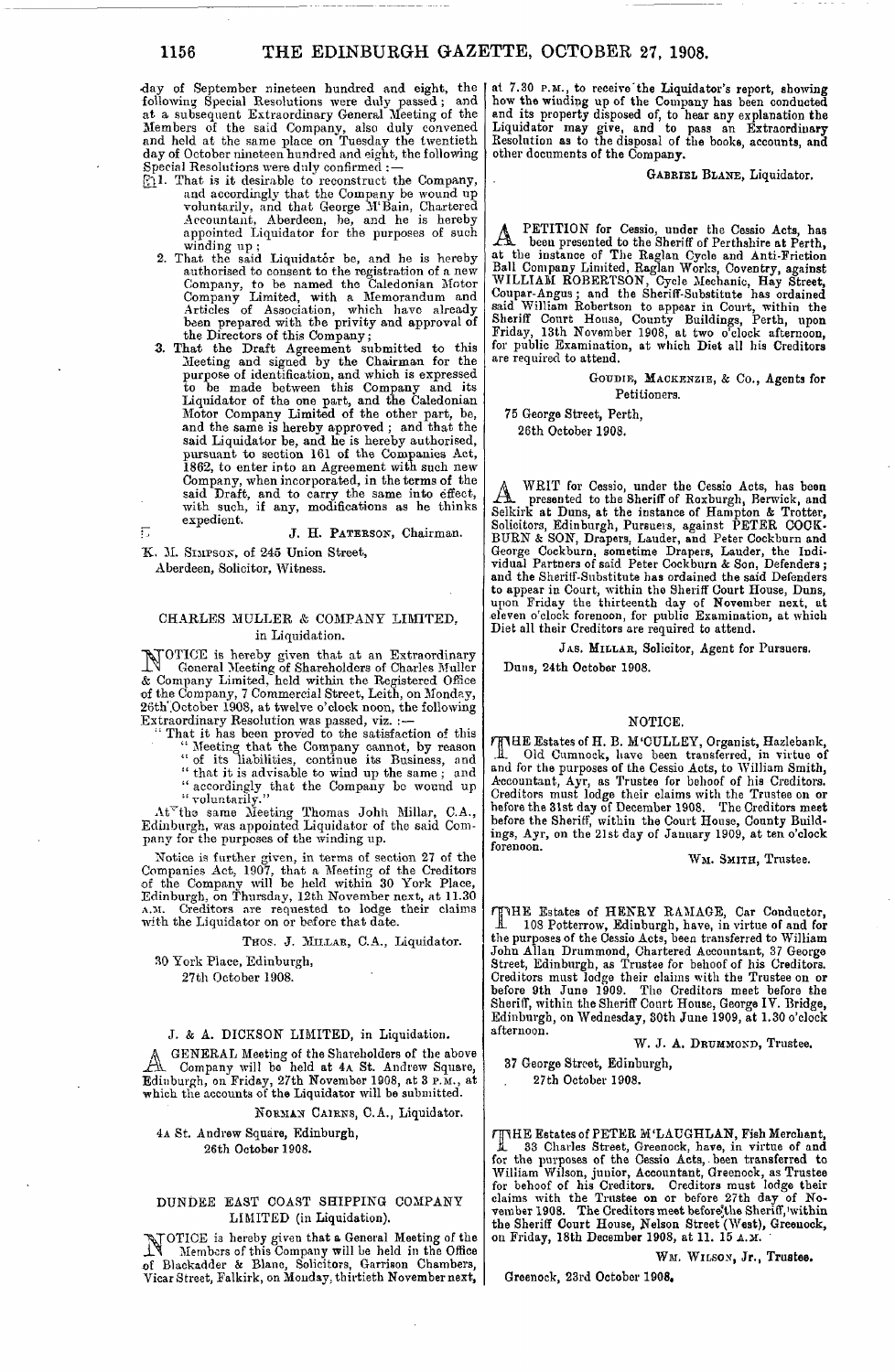day of September nineteen hundred and eight, the following Special Resolutions were duly passed; and at a subsequent Extraordinary General Meeting of the Members of the said Company, also duly convened and held at the same place on Tuesday the twentieth day of October nineteen hundred and eight, the following Special Resolutions were duly confirmed:—

1. That is it desirable to reconstruct the Company, and accordingly that the Company be wound up voluntarily, and that George M'Bain, Chartered Accountant, Aberdeen, be, and he is hereby appointed Liquidator for the purposes of such winding up;
2. That the said Liquidator be, and he is hereby authorised to consent to the registration of a new Company, to be named the Caledonian Motor Company Limited, with a Memorandum and Articles of Association, which have already been prepared with the privity and approval of the Directors of this Company;
3. That the Draft Agreement submitted to this Meeting and signed by the Chairman for the purpose of identification, and which is expressed to be made between this Company and its Liquidator of the one part, and the Caledonian Motor Company Limited of the other part, be, and the same is hereby approved; and that the said Liquidator be, and he is hereby authorised, pursuant to section 161 of the Companies Act, 1862, to enter into an Agreement with such new Company, when incorporated, in the terms of the said Draft, and to carry the same into effect, with such, if any, modifications as he thinks expedient.

J. H. Paterson, Chairman.

K. M. Simpson, of 245 Union Street, Aberdeen, Solicitor, Witness.

---

## CHARLES MULLER & COMPANY LIMITED, in Liquidation.

NOTICE is hereby given that at an Extraordinary General Meeting of Shareholders of Charles Muller & Company Limited, held within the Registered Office of the Company, 7 Commercial Street, Leith, on Monday, 26th October 1908, at twelve o'clock noon, the following Extraordinary Resolution was passed, viz.:—

"That it has been proved to the satisfaction of this "Meeting that the Company cannot, by reason "of its liabilities, continue its Business, and "that it is advisable to wind up the same; and "accordingly that the Company be wound up "voluntarily."

At the same Meeting Thomas John Millar, C.A., Edinburgh, was appointed Liquidator of the said Company for the purposes of the winding up.

Notice is further given, in terms of section 27 of the Companies Act, 1907, that a Meeting of the Creditors of the Company will be held within 30 York Place, Edinburgh, on Thursday, 12th November next, at 11.30 A.M. Creditors are requested to lodge their claims with the Liquidator on or before that date.

Thos. J. Millar, C.A., Liquidator.

30 York Place, Edinburgh,
27th October 1908.

---

## J. & A. DICKSON LIMITED, in Liquidation.

A GENERAL Meeting of the Shareholders of the above Company will be held at 4A St. Andrew Square, Edinburgh, on Friday, 27th November 1908, at 3 P.M., at which the accounts of the Liquidator will be submitted.

Norman Cairns, C.A., Liquidator.

4A St. Andrew Square, Edinburgh,
26th October 1908.

---

## DUNDEE EAST COAST SHIPPING COMPANY LIMITED (in Liquidation).

NOTICE is hereby given that a General Meeting of the Members of this Company will be held in the Office of Blackadder & Blane, Solicitors, Garrison Chambers, Vicar Street, Falkirk, on Monday, thirtieth November next, at 7.30 P.M., to receive the Liquidator's report, showing how the winding up of the Company has been conducted and its property disposed of, to hear any explanation the Liquidator may give, and to pass an Extraordinary Resolution as to the disposal of the books, accounts, and other documents of the Company.

Gabriel Blane, Liquidator.

---

A PETITION for Cessio, under the Cessio Acts, has been presented to the Sheriff of Perthshire at Perth, at the instance of The Raglan Cycle and Anti-Friction Ball Company Limited, Raglan Works, Coventry, against WILLIAM ROBERTSON, Cycle Mechanic, Hay Street, Coupar-Angus; and the Sheriff-Substitute has ordained said William Robertson to appear in Court, within the Sheriff Court House, County Buildings, Perth, upon Friday, 13th November 1908, at two o'clock afternoon, for public Examination, at which Diet all his Creditors are required to attend.

Goudie, Mackenzie, & Co., Agents for Petitioners.

75 George Street, Perth,
26th October 1908.

---

A WRIT for Cessio, under the Cessio Acts, has been presented to the Sheriff of Roxburgh, Berwick, and Selkirk at Duns, at the instance of Hampton & Trotter, Solicitors, Edinburgh, Pursuers, against PETER COCKBURN & SON, Drapers, Lauder, and Peter Cockburn and George Cockburn, sometime Drapers, Lauder, the Individual Partners of said Peter Cockburn & Son, Defenders; and the Sheriff-Substitute has ordained the said Defenders to appear in Court, within the Sheriff Court House, Duns, upon Friday the thirteenth day of November next, at eleven o'clock forenoon, for public Examination, at which Diet all their Creditors are required to attend.

Jas. Millar, Solicitor, Agent for Pursuers.

Duns, 24th October 1908.

---

## NOTICE.

THE Estates of H. B. M'CULLEY, Organist, Hazlebank, Old Cumnock, have been transferred, in virtue of and for the purposes of the Cessio Acts, to William Smith, Accountant, Ayr, as Trustee for behoof of his Creditors. Creditors must lodge their claims with the Trustee on or before the 31st day of December 1908. The Creditors meet before the Sheriff, within the Court House, County Buildings, Ayr, on the 21st day of January 1909, at ten o'clock forenoon.

Wm. Smith, Trustee.

---

THE Estates of HENRY RAMAGE, Car Conductor, 108 Potterrow, Edinburgh, have, in virtue of and for the purposes of the Cessio Acts, been transferred to William John Allan Drummond, Chartered Accountant, 37 George Street, Edinburgh, as Trustee for behoof of his Creditors. Creditors must lodge their claims with the Trustee on or before 9th June 1909. The Creditors meet before the Sheriff, within the Sheriff Court House, George IV. Bridge, Edinburgh, on Wednesday, 30th June 1909, at 1.30 o'clock afternoon.

W. J. A. Drummond, Trustee.

37 George Street, Edinburgh,
27th October 1908.

---

THE Estates of PETER M'LAUGHLAN, Fish Merchant, 33 Charles Street, Greenock, have, in virtue of and for the purposes of the Cessio Acts, been transferred to William Wilson, junior, Accountant, Greenock, as Trustee for behoof of his Creditors. Creditors must lodge their claims with the Trustee on or before 27th day of November 1908. The Creditors meet before the Sheriff, within the Sheriff Court House, Nelson Street (West), Greenock, on Friday, 18th December 1908, at 11. 15 A.M.

Wm. Wilson, Jr., Trustee.

Greenock, 23rd October 1908.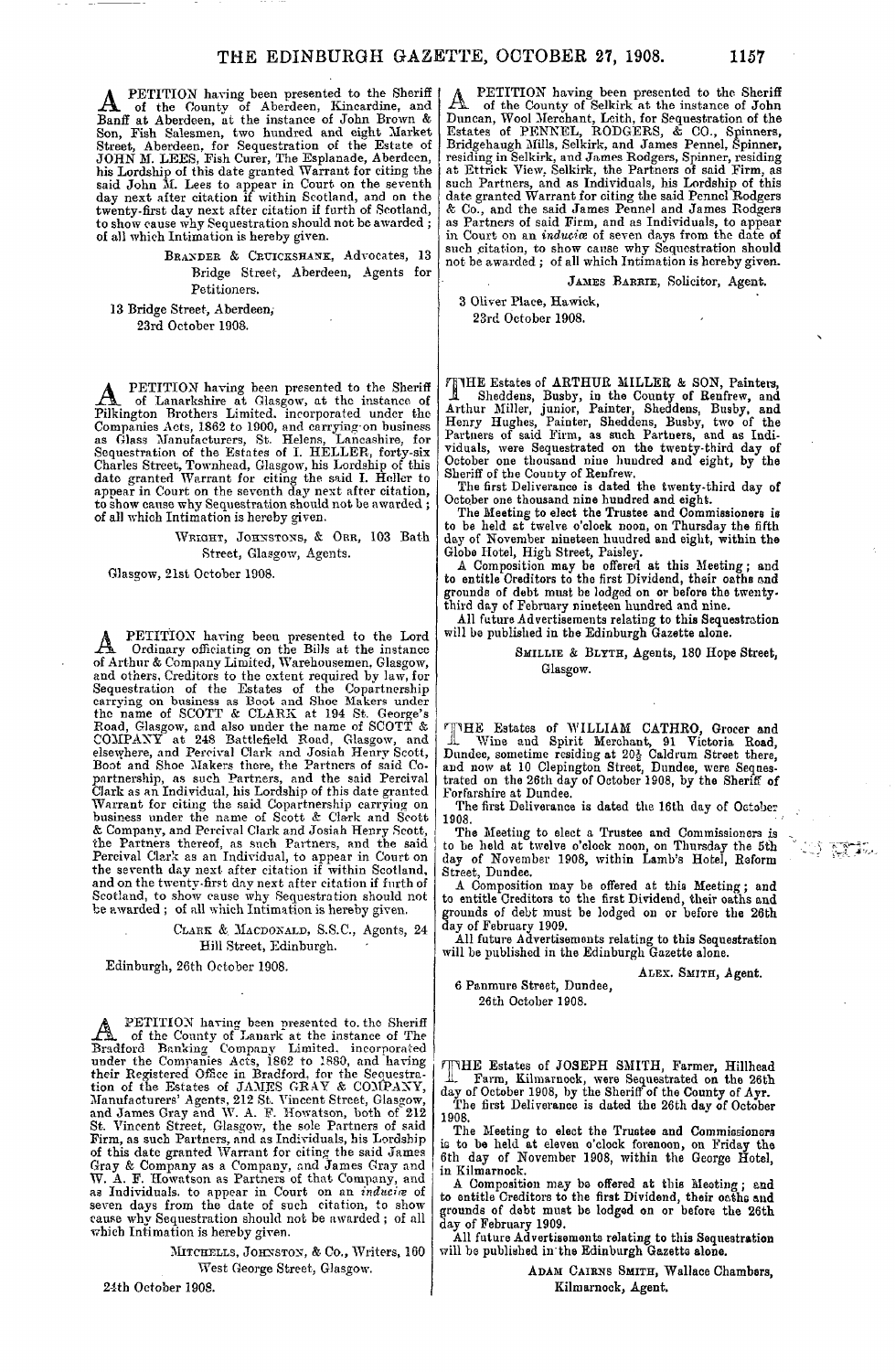A PETITION having been presented to the Sheriff of the County of Aberdeen, Kincardine, and Banff at Aberdeen, at the instance of John Brown & Son, Fish Salesmen, two hundred and eight Market Street, Aberdeen, for Sequestration of the Estate of JOHN M. LEES, Fish Curer, The Esplanade, Aberdeen, his Lordship of this date granted Warrant for citing the said John M. Lees to appear in Court on the seventh day next after citation if within Scotland, and on the twenty-first day next after citation if furth of Scotland, to show cause why Sequestration should not be awarded; of all which Intimation is hereby given.

BRANDER & CRUICKSHANK, Advocates, 13 Bridge Street, Aberdeen, Agents for Petitioners.

13 Bridge Street, Aberdeen, 23rd October 1908.

A PETITION having been presented to the Sheriff of Lanarkshire at Glasgow, at the instance of Pilkington Brothers Limited, incorporated under the Companies Acts, 1862 to 1900, and carrying on business as Glass Manufacturers, St. Helens, Lancashire, for Sequestration of the Estates of I. HELLER, forty-six Charles Street, Townhead, Glasgow, his Lordship of this date granted Warrant for citing the said I. Heller to appear in Court on the seventh day next after citation, to show cause why Sequestration should not be awarded; of all which Intimation is hereby given.

WRIGHT, JOHNSTONS, & ORR, 103 Bath Street, Glasgow, Agents.

Glasgow, 21st October 1908.

A PETITION having been presented to the Lord Ordinary officiating on the Bills at the instance of Arthur & Company Limited, Warehousemen, Glasgow, and others, Creditors to the extent required by law, for Sequestration of the Estates of the Copartnership carrying on business as Boot and Shoe Makers under the name of SCOTT & CLARK at 194 St. George's Road, Glasgow, and also under the name of SCOTT & COMPANY at 248 Battlefield Road, Glasgow, and elsewhere, and Percival Clark and Josiah Henry Scott, Boot and Shoe Makers there, the Partners of said Copartnership, as such Partners, and the said Percival Clark as an Individual, his Lordship of this date granted Warrant for citing the said Copartnership carrying on business under the name of Scott & Clark and Scott & Company, and Percival Clark and Josiah Henry Scott, the Partners thereof, as such Partners, and the said Percival Clark as an Individual, to appear in Court on the seventh day next after citation if within Scotland, and on the twenty-first day next after citation if furth of Scotland, to show cause why Sequestration should not be awarded; of all which Intimation is hereby given.

CLARK & MACDONALD, S.S.C., Agents, 24 Hill Street, Edinburgh.

Edinburgh, 26th October 1908.

A PETITION having been presented to the Sheriff of the County of Lanark at the instance of The Bradford Banking Company Limited, incorporated under the Companies Acts, 1862 to 1880, and having their Registered Office in Bradford, for the Sequestration of the Estates of JAMES GRAY & COMPANY, Manufacturers' Agents, 212 St. Vincent Street, Glasgow, and James Gray and W. A. F. Howatson, both of 212 St. Vincent Street, Glasgow, the sole Partners of said Firm, as such Partners, and as Individuals, his Lordship of this date granted Warrant for citing the said James Gray & Company as a Company, and James Gray and W. A. F. Howatson as Partners of that Company, and as Individuals, to appear in Court on an *induciæ* of seven days from the date of such citation, to show cause why Sequestration should not be awarded; of all which Intimation is hereby given.

MITCHELLS, JOHNSTON, & Co., Writers, 160 West George Street, Glasgow.

24th October 1908.

A PETITION having been presented to the Sheriff of the County of Selkirk at the instance of John Duncan, Wool Merchant, Leith, for Sequestration of the Estates of PENNEL, RODGERS, & CO., Spinners, Bridgehaugh Mills, Selkirk, and James Pennel, Spinner, residing in Selkirk, and James Rodgers, Spinner, residing at Ettrick View, Selkirk, the Partners of said Firm, as such Partners, and as Individuals, his Lordship of this date granted Warrant for citing the said Pennel Rodgers & Co., and the said James Pennel and James Rodgers as Partners of said Firm, and as Individuals, to appear in Court on an *induciæ* of seven days from the date of such citation, to show cause why Sequestration should not be awarded; of all which Intimation is hereby given.

JAMES BARRIE, Solicitor, Agent.

3 Oliver Place, Hawick, 23rd October 1908.

THE Estates of ARTHUR MILLER & SON, Painters, Sheddens, Busby, in the County of Renfrew, and Arthur Miller, junior, Painter, Sheddens, Busby, and Henry Hughes, Painter, Sheddens, Busby, two of the Partners of said Firm, as such Partners, and as Individuals, were Sequestrated on the twenty-third day of October one thousand nine hundred and eight, by the Sheriff of the County of Renfrew.

The first Deliverance is dated the twenty-third day of October one thousand nine hundred and eight.

The Meeting to elect the Trustee and Commissioners is to be held at twelve o'clock noon, on Thursday the fifth day of November nineteen hundred and eight, within the Globe Hotel, High Street, Paisley.

A Composition may be offered at this Meeting; and to entitle Creditors to the first Dividend, their oaths and grounds of debt must be lodged on or before the twenty-third day of February nineteen hundred and nine.

All future Advertisements relating to this Sequestration will be published in the Edinburgh Gazette alone.

SMILLIE & BLYTH, Agents, 180 Hope Street, Glasgow.

THE Estates of WILLIAM CATHRO, Grocer and Wine and Spirit Merchant, 91 Victoria Road, Dundee, sometime residing at 20½ Caldrum Street there, and now at 10 Clepington Street, Dundee, were Sequestrated on the 26th day of October 1908, by the Sheriff of Forfarshire at Dundee.

The first Deliverance is dated the 16th day of October 1908.

The Meeting to elect a Trustee and Commissioners is to be held at twelve o'clock noon, on Thursday the 5th day of November 1908, within Lamb's Hotel, Reform Street, Dundee.

A Composition may be offered at this Meeting; and to entitle Creditors to the first Dividend, their oaths and grounds of debt must be lodged on or before the 26th day of February 1909.

All future Advertisements relating to this Sequestration will be published in the Edinburgh Gazette alone.

ALEX. SMITH, Agent.

6 Panmure Street, Dundee, 26th October 1908.

THE Estates of JOSEPH SMITH, Farmer, Hillhead Farm, Kilmarnock, were Sequestrated on the 26th day of October 1908, by the Sheriff of the County of Ayr.

The first Deliverance is dated the 26th day of October 1908.

The Meeting to elect the Trustee and Commissioners is to be held at eleven o'clock forenoon, on Friday the 6th day of November 1908, within the George Hotel, in Kilmarnock.

A Composition may be offered at this Meeting; and to entitle Creditors to the first Dividend, their oaths and grounds of debt must be lodged on or before the 26th day of February 1909.

All future Advertisements relating to this Sequestration will be published in the Edinburgh Gazette alone.

ADAM CAIRNS SMITH, Wallace Chambers, Kilmarnock, Agent.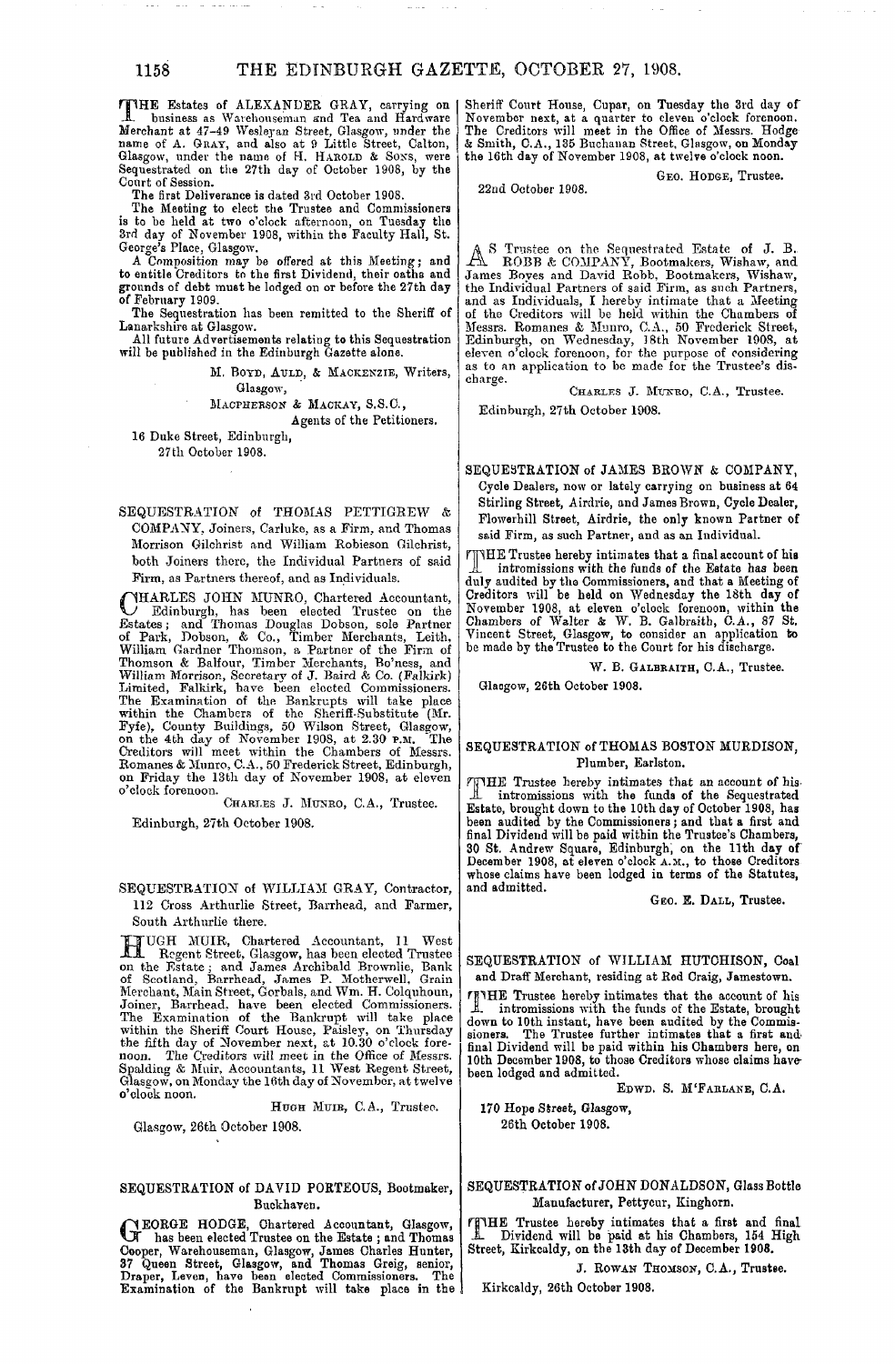THE Estates of ALEXANDER GRAY, carrying on business as Warehouseman and Tea and Hardware Merchant at 47–49 Wesleyan Street, Glasgow, under the name of A. GRAY, and also at 9 Little Street, Calton, Glasgow, under the name of H. HAROLD & SONS, were Sequestrated on the 27th day of October 1908, by the Court of Session.

The first Deliverance is dated 3rd October 1908.

The Meeting to elect the Trustee and Commissioners is to be held at two o'clock afternoon, on Tuesday the 3rd day of November 1908, within the Faculty Hall, St. George's Place, Glasgow.

A Composition may be offered at this Meeting; and to entitle Creditors to the first Dividend, their oaths and grounds of debt must be lodged on or before the 27th day of February 1909.

The Sequestration has been remitted to the Sheriff of Lanarkshire at Glasgow.

All future Advertisements relating to this Sequestration will be published in the Edinburgh Gazette alone.

M. BOYD, AULD, & MACKENZIE, Writers, Glasgow,
MACPHERSON & MACKAY, S.S.C.,
Agents of the Petitioners.

16 Duke Street, Edinburgh,
27th October 1908.

SEQUESTRATION of THOMAS PETTIGREW & COMPANY, Joiners, Carluke, as a Firm, and Thomas Morrison Gilchrist and William Robieson Gilchrist, both Joiners there, the Individual Partners of said Firm, as Partners thereof, and as Individuals.

CHARLES JOHN MUNRO, Chartered Accountant, Edinburgh, has been elected Trustee on the Estates; and Thomas Douglas Dobson, sole Partner of Park, Dobson, & Co., Timber Merchants, Leith, William Gardner Thomson, a Partner of the Firm of Thomson & Balfour, Timber Merchants, Bo'ness, and William Morrison, Secretary of J. Baird & Co. (Falkirk) Limited, Falkirk, have been elected Commissioners. The Examination of the Bankrupts will take place within the Chambers of the Sheriff-Substitute (Mr. Fyfe), County Buildings, 50 Wilson Street, Glasgow, on the 4th day of November 1908, at 2.30 P.M. The Creditors will meet within the Chambers of Messrs. Romanes & Munro, C.A., 50 Frederick Street, Edinburgh, on Friday the 13th day of November 1908, at eleven o'clock forenoon.

CHARLES J. MUNRO, C.A., Trustee.

Edinburgh, 27th October 1908.

SEQUESTRATION of WILLIAM GRAY, Contractor, 112 Cross Arthurlie Street, Barrhead, and Farmer, South Arthurlie there.

HUGH MUIR, Chartered Accountant, 11 West Regent Street, Glasgow, has been elected Trustee on the Estate; and James Archibald Brownlie, Bank of Scotland, Barrhead, James P. Motherwell, Grain Merchant, Main Street, Gorbals, and Wm. H. Colquhoun, Joiner, Barrhead, have been elected Commissioners. The Examination of the Bankrupt will take place within the Sheriff Court House, Paisley, on Thursday the fifth day of November next, at 10.30 o'clock forenoon. The Creditors will meet in the Office of Messrs. Spalding & Muir, Accountants, 11 West Regent Street, Glasgow, on Monday the 16th day of November, at twelve o'clock noon.

HUGH MUIR, C.A., Trustee.

Glasgow, 26th October 1908.

SEQUESTRATION of DAVID PORTEOUS, Bootmaker, Buckhaven.

GEORGE HODGE, Chartered Accountant, Glasgow, has been elected Trustee on the Estate; and Thomas Cooper, Warehouseman, Glasgow, James Charles Hunter, 37 Queen Street, Glasgow, and Thomas Greig, senior, Draper, Leven, have been elected Commissioners. The Examination of the Bankrupt will take place in the Sheriff Court House, Cupar, on Tuesday the 3rd day of November next, at a quarter to eleven o'clock forenoon. The Creditors will meet in the Office of Messrs. Hodge & Smith, C.A., 135 Buchanan Street, Glasgow, on Monday the 16th day of November 1908, at twelve o'clock noon.

GEO. HODGE, Trustee.

22nd October 1908.

AS Trustee on the Sequestrated Estate of J. B. ROBB & COMPANY, Bootmakers, Wishaw, and James Boyes and David Robb, Bootmakers, Wishaw, the Individual Partners of said Firm, as such Partners, and as Individuals, I hereby intimate that a Meeting of the Creditors will be held within the Chambers of Messrs. Romanes & Munro, C.A., 50 Frederick Street, Edinburgh, on Wednesday, 18th November 1908, at eleven o'clock forenoon, for the purpose of considering as to an application to be made for the Trustee's discharge.

CHARLES J. MUNRO, C.A., Trustee.

Edinburgh, 27th October 1908.

SEQUESTRATION of JAMES BROWN & COMPANY, Cycle Dealers, now or lately carrying on business at 64 Stirling Street, Airdrie, and James Brown, Cycle Dealer, Flowerhill Street, Airdrie, the only known Partner of said Firm, as such Partner, and as an Individual.

THE Trustee hereby intimates that a final account of his intromissions with the funds of the Estate has been duly audited by the Commissioners, and that a Meeting of Creditors will be held on Wednesday the 18th day of November 1908, at eleven o'clock forenoon, within the Chambers of Walter & W. B. Galbraith, C.A., 87 St. Vincent Street, Glasgow, to consider an application to be made by the Trustee to the Court for his discharge.

W. B. GALBRAITH, C.A., Trustee.

Glasgow, 26th October 1908.

SEQUESTRATION of THOMAS BOSTON MURDISON, Plumber, Earlston.

THE Trustee hereby intimates that an account of his intromissions with the funds of the Sequestrated Estate, brought down to the 10th day of October 1908, has been audited by the Commissioners; and that a first and final Dividend will be paid within the Trustee's Chambers, 30 St. Andrew Square, Edinburgh, on the 11th day of December 1908, at eleven o'clock A.M., to those Creditors whose claims have been lodged in terms of the Statutes, and admitted.

GEO. E. DALL, Trustee.

SEQUESTRATION of WILLIAM HUTCHISON, Coal and Draff Merchant, residing at Red Craig, Jamestown.

THE Trustee hereby intimates that the account of his intromissions with the funds of the Estate, brought down to 10th instant, have been audited by the Commissioners. The Trustee further intimates that a first and final Dividend will be paid within his Chambers here, on 10th December 1908, to those Creditors whose claims have been lodged and admitted.

EDWD. S. M'FARLANE, C.A.

170 Hope Street, Glasgow,
26th October 1908.

SEQUESTRATION of JOHN DONALDSON, Glass Bottle Manufacturer, Pettycur, Kinghorn.

THE Trustee hereby intimates that a first and final Dividend will be paid at his Chambers, 154 High Street, Kirkcaldy, on the 13th day of December 1908.

J. ROWAN THOMSON, C.A., Trustee.

Kirkcaldy, 26th October 1908.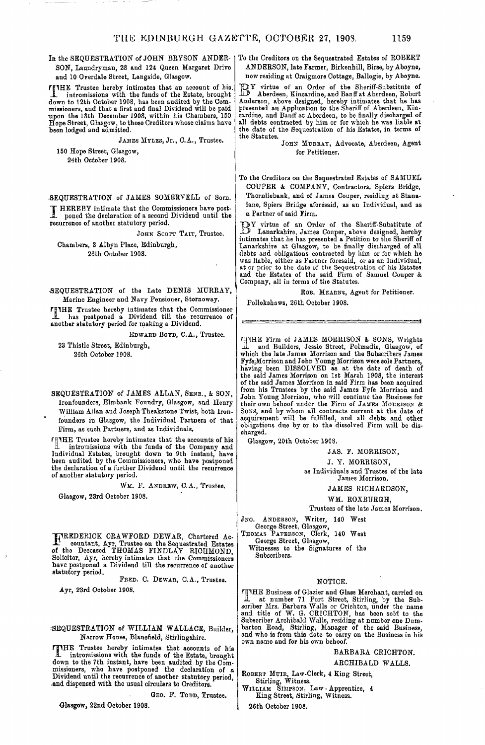In the SEQUESTRATION of JOHN BRYSON ANDERSON, Laundryman, 28 and 124 Queen Margaret Drive and 10 Overdale Street, Langside, Glasgow.

THE Trustee hereby intimates that an account of his intromissions with the funds of the Estate, brought down to 12th October 1908, has been audited by the Commissioners, and that a first and final Dividend will be paid upon the 18th December 1908, within his Chambers, 150 Hope Street, Glasgow, to those Creditors whose claims have been lodged and admitted.

JAMES MYLES, Jr., C.A., Trustee.

150 Hope Street, Glasgow,
24th October 1908.

---

SEQUESTRATION of JAMES SOMERVELL of Sorn.

I HEREBY intimate that the Commissioners have postponed the declaration of a second Dividend until the recurrence of another statutory period.

JOHN SCOTT TAIT, Trustee.

Chambers, 3 Albyn Place, Edinburgh,
26th October 1908.

---

SEQUESTRATION of the Late DENIS MURRAY, Marine Engineer and Navy Pensioner, Stornoway.

THE Trustee hereby intimates that the Commissioner has postponed a Dividend till the recurrence of another statutory period for making a Dividend.

EDWARD BOYD, C.A., Trustee.

23 Thistle Street, Edinburgh,
26th October 1908.

---

SEQUESTRATION of JAMES ALLAN, SENR., & SON, Ironfounders, Elmbank Foundry, Glasgow, and Henry William Allan and Joseph Theakstone Twist, both Ironfounders in Glasgow, the Individual Partners of that Firm, as such Partners, and as Individuals.

THE Trustee hereby intimates that the accounts of his intromissions with the funds of the Company and Individual Estates, brought down to 9th instant, have been audited by the Commissioners, who have postponed the declaration of a further Dividend until the recurrence of another statutory period.

WM. F. ANDREW, C.A., Trustee.

Glasgow, 23rd October 1908.

---

FREDERICK CRAWFORD DEWAR, Chartered Accountant, Ayr, Trustee on the Sequestrated Estates of the Deceased THOMAS FINDLAY RICHMOND, Solicitor, Ayr, hereby intimates that the Commissioners have postponed a Dividend till the recurrence of another statutory period.

FRED. C. DEWAR, C.A., Trustee.

Ayr, 23rd October 1908.

---

SEQUESTRATION of WILLIAM WALLACE, Builder, Narrow House, Blanefield, Stirlingshire.

THE Trustee hereby intimates that accounts of his intromissions with the funds of the Estate, brought down to the 7th instant, have been audited by the Commissioners, who have postponed the declaration of a Dividend until the recurrence of another statutory period, and dispensed with the usual circulars to Creditors.

GEO. F. TODD, Trustee.

Glasgow, 22nd October 1908.

---

To the Creditors on the Sequestrated Estates of ROBERT ANDERSON, late Farmer, Birkenhill, Birse, by Aboyne, now residing at Craigmore Cottage, Ballogie, by Aboyne.

BY virtue of an Order of the Sheriff-Substitute of Aberdeen, Kincardine, and Banff at Aberdeen, Robert Anderson, above designed, hereby intimates that he has presented an Application to the Sheriff of Aberdeen, Kincardine, and Banff at Aberdeen, to be finally discharged of all debts contracted by him or for which he was liable at the date of the Sequestration of his Estates, in terms of the Statutes.

JOHN MURRAY, Advocate, Aberdeen, Agent for Petitioner.

---

To the Creditors on the Sequestrated Estates of SAMUEL COUPER & COMPANY, Contractors, Spiers Bridge, Thornliebank, and of James Couper, residing at Stanalane, Spiers Bridge aforesaid, as an Individual, and as a Partner of said Firm.

BY virtue of an Order of the Sheriff-Substitute of Lanarkshire, James Couper, above designed, hereby intimates that he has presented a Petition to the Sheriff of Lanarkshire at Glasgow, to be finally discharged of all debts and obligations contracted by him or for which he was liable, either as Partner foresaid, or as an Individual, at or prior to the date of the Sequestration of his Estates and the Estates of the said Firm of Samuel Couper & Company, all in terms of the Statutes.

ROB. MEARNS, Agent for Petitioner.

Pollokshaws, 26th October 1908.

---

THE Firm of JAMES MORRISON & SONS, Wrights and Builders, Jessie Street, Polmadie, Glasgow, of which the late James Morrison and the Subscribers James Fyfe Morrison and John Young Morrison were sole Partners, having been DISSOLVED as at the date of death of the said James Morrison on 1st March 1908, the interest of the said James Morrison in said Firm has been acquired from his Trustees by the said James Fyfe Morrison and John Young Morrison, who will continue the Business for their own behoof under the Firm of JAMES MORRISON & SONS, and by whom all contracts current at the date of acquirement will be fulfilled, and all debts and other obligations due by or to the dissolved Firm will be discharged.

Glasgow, 20th October 1908.

JAS. F. MORRISON,
J. Y. MORRISON,
as Individuals and Trustees of the late James Morrison.

JAMES RICHARDSON,
WM. ROXBURGH,
Trustees of the late James Morrison.

JNO. ANDERSON, Writer, 140 West George Street, Glasgow,
THOMAS PATERSON, Clerk, 140 West George Street, Glasgow,
Witnesses to the Signatures of the Subscribers.

---

NOTICE.

THE Business of Glazier and Glass Merchant, carried on at number 71 Port Street, Stirling, by the Subscriber Mrs. Barbara Walls or Crichton, under the name and title of W. G. CRICHTON, has been sold to the Subscriber Archibald Walls, residing at number one Dumbarton Road, Stirling, Manager of the said Business, and who is from this date to carry on the Business in his own name and for his own behoof.

BARBARA CRICHTON.
ARCHIBALD WALLS.

ROBERT MUIR, Law-Clerk, 4 King Street, Stirling, Witness.
WILLIAM SIMPSON, Law-Apprentice, 4 King Street, Stirling, Witness.

26th October 1908.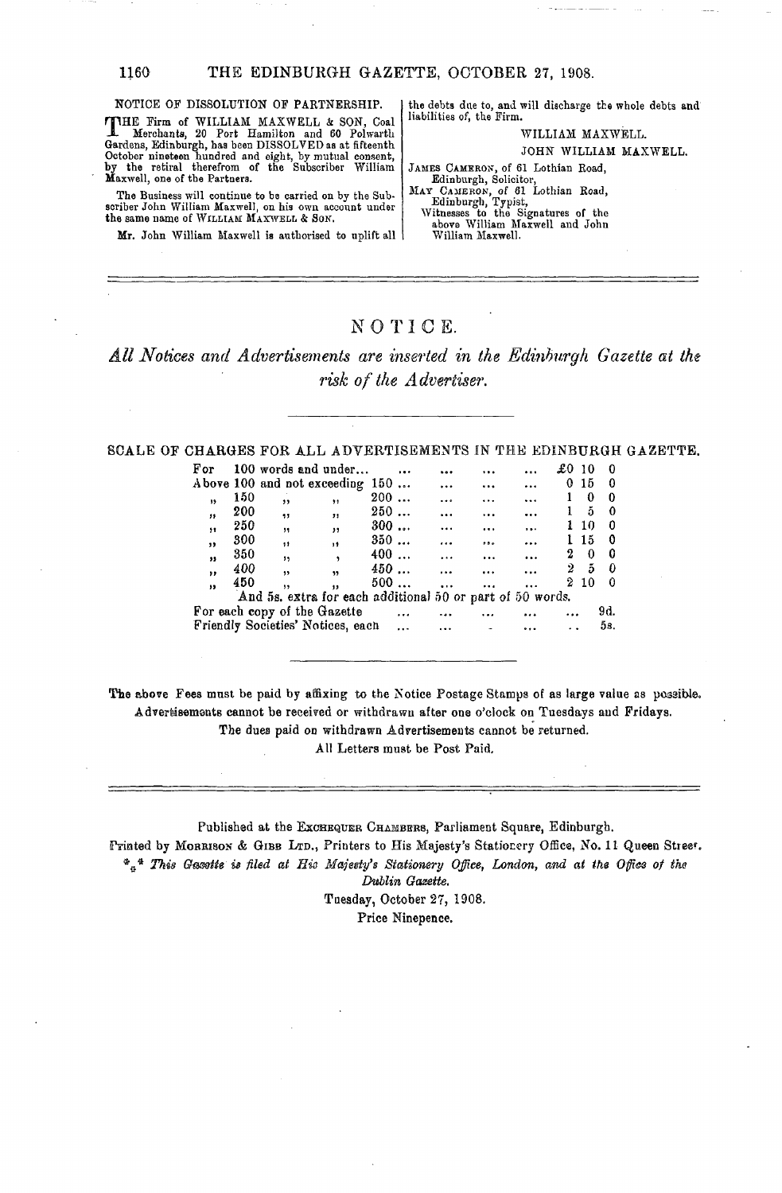NOTICE OF DISSOLUTION OF PARTNERSHIP.

THE Firm of WILLIAM MAXWELL & SON, Coal Merchants, 20 Port Hamilton and 60 Polwarth Gardens, Edinburgh, has been DISSOLVED as at fifteenth October nineteen hundred and eight, by mutual consent, by the retiral therefrom of the Subscriber William Maxwell, one of the Partners.

The Business will continue to be carried on by the Subscriber John William Maxwell, on his own account under the same name of WILLIAM MAXWELL & SON.

Mr. John William Maxwell is authorised to uplift all the debts due to, and will discharge the whole debts and liabilities of, the Firm.

WILLIAM MAXWELL.

JOHN WILLIAM MAXWELL.

JAMES CAMERON, of 61 Lothian Road, Edinburgh, Solicitor,
MAY CAMERON, of 61 Lothian Road, Edinburgh, Typist,
Witnesses to the Signatures of the above William Maxwell and John William Maxwell.

---

# NOTICE.

*All Notices and Advertisements are inserted in the Edinburgh Gazette at the risk of the Advertiser.*

---

## SCALE OF CHARGES FOR ALL ADVERTISEMENTS IN THE EDINBURGH GAZETTE.

| | £ | s. | d. |
|---|---|---|---|
| For 100 words and under... | 0 | 10 | 0 |
| Above 100 and not exceeding 150 ... | 0 | 15 | 0 |
| " 150 " " 200 ... | 1 | 0 | 0 |
| " 200 " " 250 ... | 1 | 5 | 0 |
| " 250 " " 300 ... | 1 | 10 | 0 |
| " 300 " " 350 ... | 1 | 15 | 0 |
| " 350 " " 400 ... | 2 | 0 | 0 |
| " 400 " " 450 ... | 2 | 5 | 0 |
| " 450 " " 500 ... | 2 | 10 | 0 |

And 5s. extra for each additional 50 or part of 50 words.

For each copy of the Gazette ... 9d.

Friendly Societies' Notices, each ... 5s.

---

The above Fees must be paid by affixing to the Notice Postage Stamps of as large value as possible.

Advertisements cannot be received or withdrawn after one o'clock on Tuesdays and Fridays.

The dues paid on withdrawn Advertisements cannot be returned.

All Letters must be Post Paid.

---

Published at the EXCHEQUER CHAMBERS, Parliament Square, Edinburgh.

Printed by MORRISON & GIBB LTD., Printers to His Majesty's Stationery Office, No. 11 Queen Street.

\*\*\* *This Gazette is filed at His Majesty's Stationery Office, London, and at the Office of the Dublin Gazette.*

Tuesday, October 27, 1908.

Price Ninepence.